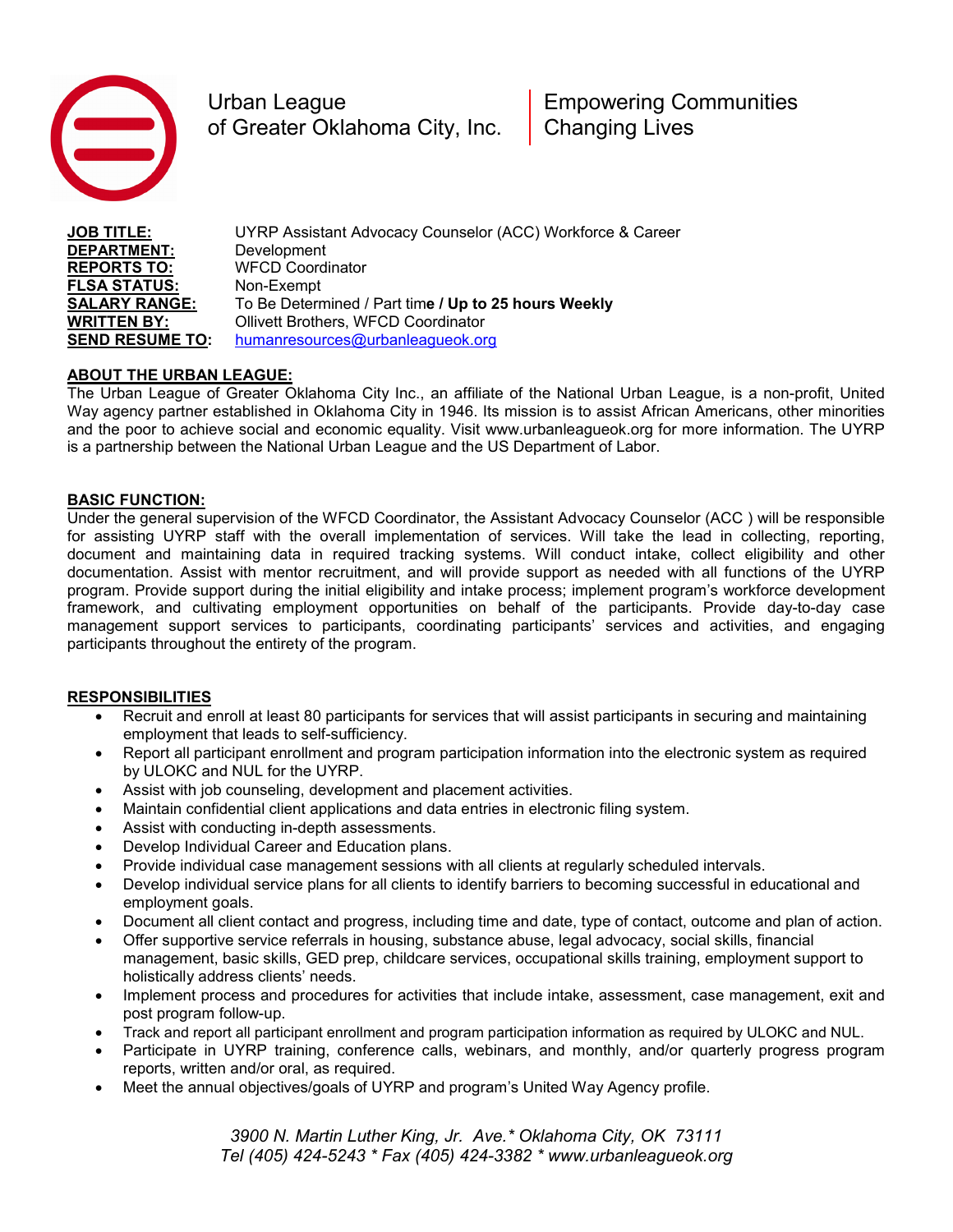Urban League
of Greater Oklahoma City, Inc.

Empowering Communities
Changing Lives

**JOB TITLE:** UYRP Assistant Advocacy Counselor (ACC) Workforce & Career
**DEPARTMENT:** Development
**REPORTS TO:** WFCD Coordinator
**FLSA STATUS:** Non-Exempt
**SALARY RANGE:** To Be Determined / Part tim**e / Up to 25 hours Weekly**
**WRITTEN BY:** Ollivett Brothers, WFCD Coordinator
**SEND RESUME TO:** humanresources@urbanleagueok.org

## ABOUT THE URBAN LEAGUE:

The Urban League of Greater Oklahoma City Inc., an affiliate of the National Urban League, is a non-profit, United Way agency partner established in Oklahoma City in 1946. Its mission is to assist African Americans, other minorities and the poor to achieve social and economic equality. Visit www.urbanleagueok.org for more information. The UYRP is a partnership between the National Urban League and the US Department of Labor.

## BASIC FUNCTION:

Under the general supervision of the WFCD Coordinator, the Assistant Advocacy Counselor (ACC ) will be responsible for assisting UYRP staff with the overall implementation of services. Will take the lead in collecting, reporting, document and maintaining data in required tracking systems. Will conduct intake, collect eligibility and other documentation. Assist with mentor recruitment, and will provide support as needed with all functions of the UYRP program. Provide support during the initial eligibility and intake process; implement program's workforce development framework, and cultivating employment opportunities on behalf of the participants. Provide day-to-day case management support services to participants, coordinating participants' services and activities, and engaging participants throughout the entirety of the program.

## RESPONSIBILITIES

- Recruit and enroll at least 80 participants for services that will assist participants in securing and maintaining employment that leads to self-sufficiency.
- Report all participant enrollment and program participation information into the electronic system as required by ULOKC and NUL for the UYRP.
- Assist with job counseling, development and placement activities.
- Maintain confidential client applications and data entries in electronic filing system.
- Assist with conducting in-depth assessments.
- Develop Individual Career and Education plans.
- Provide individual case management sessions with all clients at regularly scheduled intervals.
- Develop individual service plans for all clients to identify barriers to becoming successful in educational and employment goals.
- Document all client contact and progress, including time and date, type of contact, outcome and plan of action.
- Offer supportive service referrals in housing, substance abuse, legal advocacy, social skills, financial management, basic skills, GED prep, childcare services, occupational skills training, employment support to holistically address clients' needs.
- Implement process and procedures for activities that include intake, assessment, case management, exit and post program follow-up.
- Track and report all participant enrollment and program participation information as required by ULOKC and NUL.
- Participate in UYRP training, conference calls, webinars, and monthly, and/or quarterly progress program reports, written and/or oral, as required.
- Meet the annual objectives/goals of UYRP and program's United Way Agency profile.

*3900 N. Martin Luther King, Jr. Ave.* Oklahoma City, OK 73111*
*Tel (405) 424-5243 * Fax (405) 424-3382 * www.urbanleagueok.org*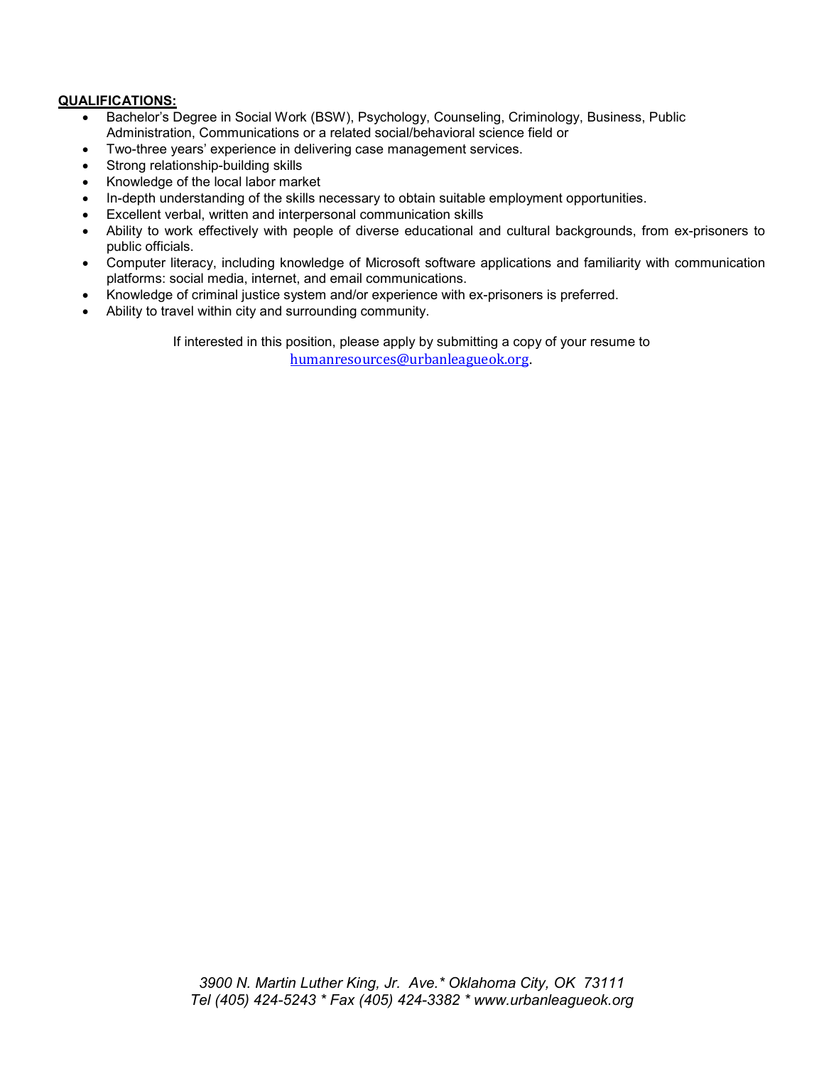**QUALIFICATIONS:**

- Bachelor's Degree in Social Work (BSW), Psychology, Counseling, Criminology, Business, Public Administration, Communications or a related social/behavioral science field or
- Two-three years' experience in delivering case management services.
- Strong relationship-building skills
- Knowledge of the local labor market
- In-depth understanding of the skills necessary to obtain suitable employment opportunities.
- Excellent verbal, written and interpersonal communication skills
- Ability to work effectively with people of diverse educational and cultural backgrounds, from ex-prisoners to public officials.
- Computer literacy, including knowledge of Microsoft software applications and familiarity with communication platforms: social media, internet, and email communications.
- Knowledge of criminal justice system and/or experience with ex-prisoners is preferred.
- Ability to travel within city and surrounding community.

If interested in this position, please apply by submitting a copy of your resume to humanresources@urbanleagueok.org.

*3900 N. Martin Luther King, Jr. Ave.* Oklahoma City, OK 73111*
*Tel (405) 424-5243 * Fax (405) 424-3382 * www.urbanleagueok.org*